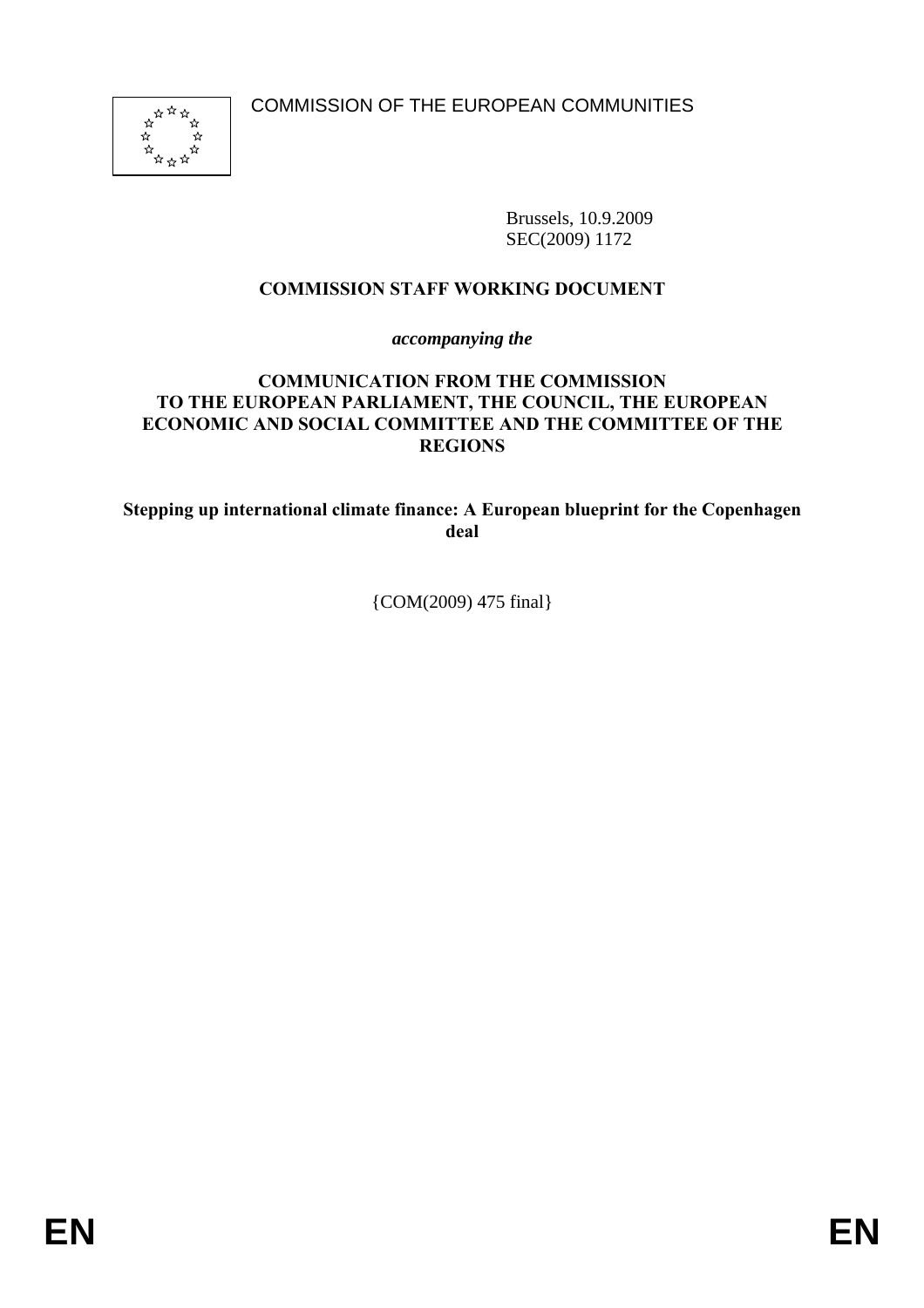COMMISSION OF THE EUROPEAN COMMUNITIES

Brussels, 10.9.2009
SEC(2009) 1172

**COMMISSION STAFF WORKING DOCUMENT**

***accompanying the***

**COMMUNICATION FROM THE COMMISSION TO THE EUROPEAN PARLIAMENT, THE COUNCIL, THE EUROPEAN ECONOMIC AND SOCIAL COMMITTEE AND THE COMMITTEE OF THE REGIONS**

**Stepping up international climate finance: A European blueprint for the Copenhagen deal**

{COM(2009) 475 final}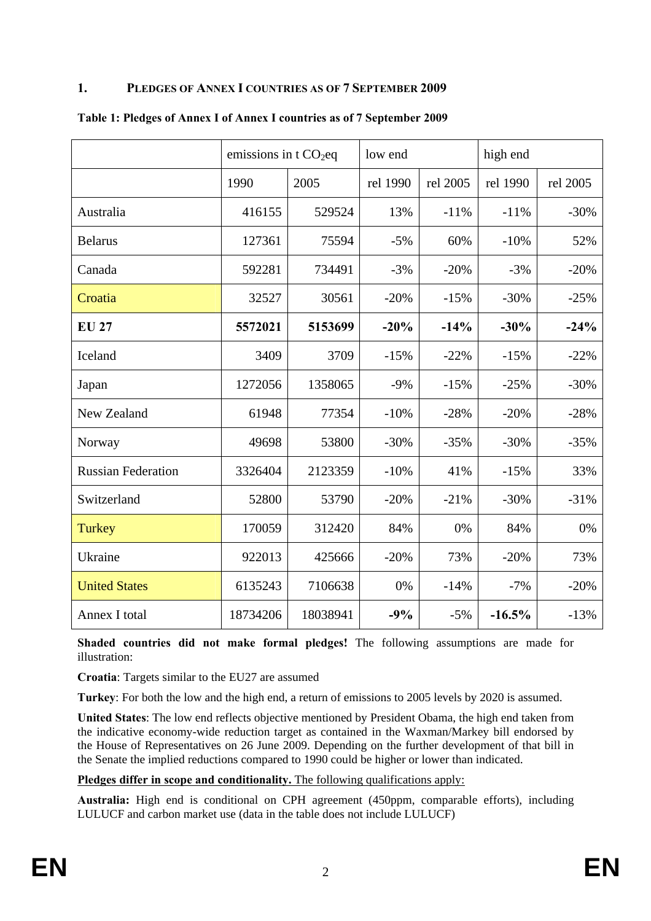## 1. PLEDGES OF ANNEX I COUNTRIES AS OF 7 SEPTEMBER 2009

**Table 1: Pledges of Annex I of Annex I countries as of 7 September 2009**

| | emissions in t $CO_2$eq | | low end | | high end | |
|---|---|---|---|---|---|---|
| | 1990 | 2005 | rel 1990 | rel 2005 | rel 1990 | rel 2005 |
| Australia | 416155 | 529524 | 13% | -11% | -11% | -30% |
| Belarus | 127361 | 75594 | -5% | 60% | -10% | 52% |
| Canada | 592281 | 734491 | -3% | -20% | -3% | -20% |
| Croatia | 32527 | 30561 | -20% | -15% | -30% | -25% |
| **EU 27** | **5572021** | **5153699** | **-20%** | **-14%** | **-30%** | **-24%** |
| Iceland | 3409 | 3709 | -15% | -22% | -15% | -22% |
| Japan | 1272056 | 1358065 | -9% | -15% | -25% | -30% |
| New Zealand | 61948 | 77354 | -10% | -28% | -20% | -28% |
| Norway | 49698 | 53800 | -30% | -35% | -30% | -35% |
| Russian Federation | 3326404 | 2123359 | -10% | 41% | -15% | 33% |
| Switzerland | 52800 | 53790 | -20% | -21% | -30% | -31% |
| Turkey | 170059 | 312420 | 84% | 0% | 84% | 0% |
| Ukraine | 922013 | 425666 | -20% | 73% | -20% | 73% |
| United States | 6135243 | 7106638 | 0% | -14% | -7% | -20% |
| Annex I total | 18734206 | 18038941 | **-9%** | -5% | **-16.5%** | -13% |

**Shaded countries did not make formal pledges!** The following assumptions are made for illustration:

**Croatia**: Targets similar to the EU27 are assumed

**Turkey**: For both the low and the high end, a return of emissions to 2005 levels by 2020 is assumed.

**United States**: The low end reflects objective mentioned by President Obama, the high end taken from the indicative economy-wide reduction target as contained in the Waxman/Markey bill endorsed by the House of Representatives on 26 June 2009. Depending on the further development of that bill in the Senate the implied reductions compared to 1990 could be higher or lower than indicated.

**Pledges differ in scope and conditionality.** The following qualifications apply:

**Australia:** High end is conditional on CPH agreement (450ppm, comparable efforts), including LULUCF and carbon market use (data in the table does not include LULUCF)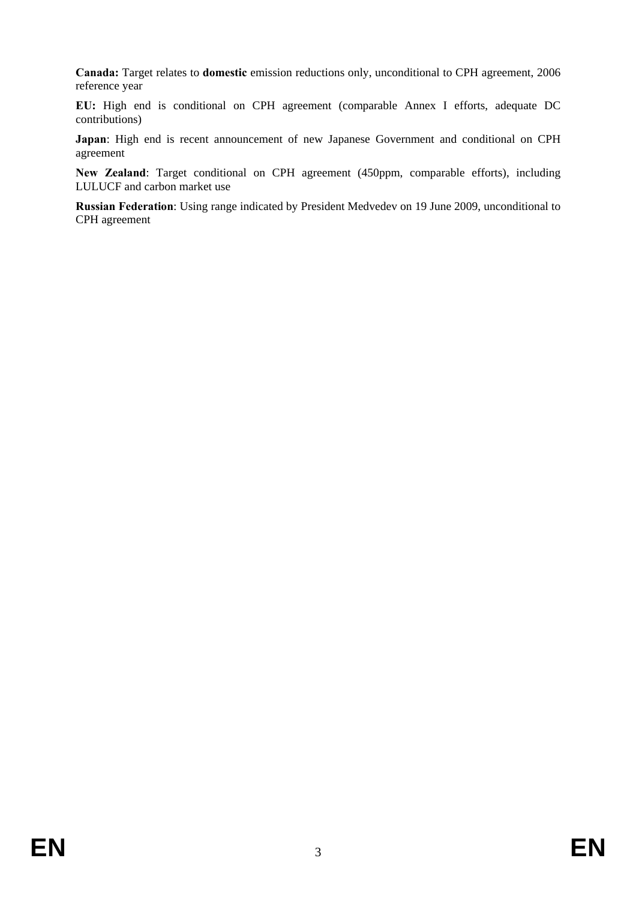**Canada:** Target relates to **domestic** emission reductions only, unconditional to CPH agreement, 2006 reference year

**EU:** High end is conditional on CPH agreement (comparable Annex I efforts, adequate DC contributions)

**Japan**: High end is recent announcement of new Japanese Government and conditional on CPH agreement

**New Zealand**: Target conditional on CPH agreement (450ppm, comparable efforts), including LULUCF and carbon market use

**Russian Federation**: Using range indicated by President Medvedev on 19 June 2009, unconditional to CPH agreement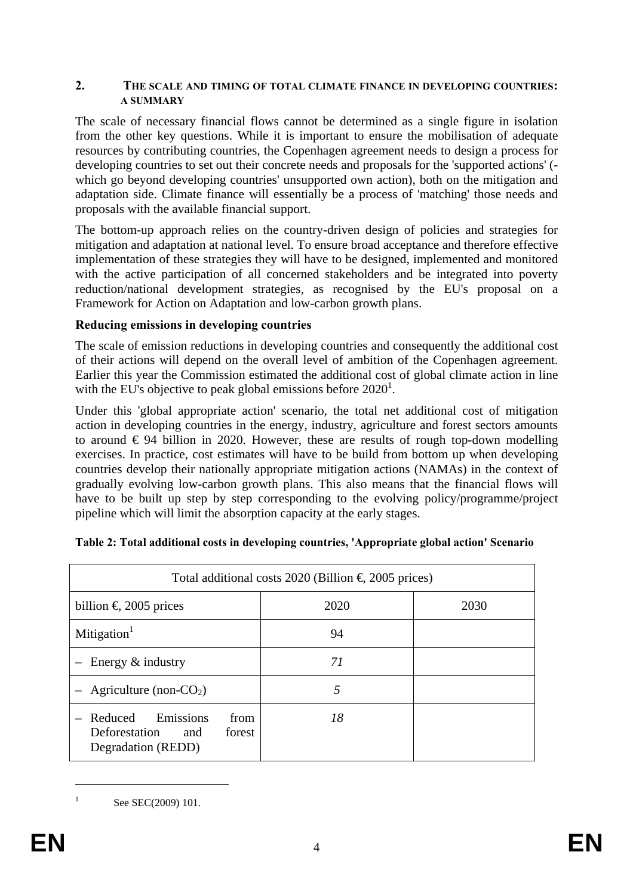## 2. The scale and timing of total climate finance in developing countries: a summary

The scale of necessary financial flows cannot be determined as a single figure in isolation from the other key questions. While it is important to ensure the mobilisation of adequate resources by contributing countries, the Copenhagen agreement needs to design a process for developing countries to set out their concrete needs and proposals for the 'supported actions' (-which go beyond developing countries' unsupported own action), both on the mitigation and adaptation side. Climate finance will essentially be a process of 'matching' those needs and proposals with the available financial support.

The bottom-up approach relies on the country-driven design of policies and strategies for mitigation and adaptation at national level. To ensure broad acceptance and therefore effective implementation of these strategies they will have to be designed, implemented and monitored with the active participation of all concerned stakeholders and be integrated into poverty reduction/national development strategies, as recognised by the EU's proposal on a Framework for Action on Adaptation and low-carbon growth plans.

**Reducing emissions in developing countries**

The scale of emission reductions in developing countries and consequently the additional cost of their actions will depend on the overall level of ambition of the Copenhagen agreement. Earlier this year the Commission estimated the additional cost of global climate action in line with the EU's objective to peak global emissions before 2020[1].

Under this 'global appropriate action' scenario, the total net additional cost of mitigation action in developing countries in the energy, industry, agriculture and forest sectors amounts to around € 94 billion in 2020. However, these are results of rough top-down modelling exercises. In practice, cost estimates will have to be build from bottom up when developing countries develop their nationally appropriate mitigation actions (NAMAs) in the context of gradually evolving low-carbon growth plans. This also means that the financial flows will have to be built up step by step corresponding to the evolving policy/programme/project pipeline which will limit the absorption capacity at the early stages.

**Table 2: Total additional costs in developing countries, 'Appropriate global action' Scenario**

| Total additional costs 2020 (Billion €, 2005 prices) | | |
|---|---|---|
| billion €, 2005 prices | 2020 | 2030 |
| Mitigation[1] | 94 | |
| – Energy & industry | *71* | |
| – Agriculture (non-$CO_2$) | *5* | |
| – Reduced Emissions from Deforestation and forest Degradation (REDD) | *18* | |

[1] See SEC(2009) 101.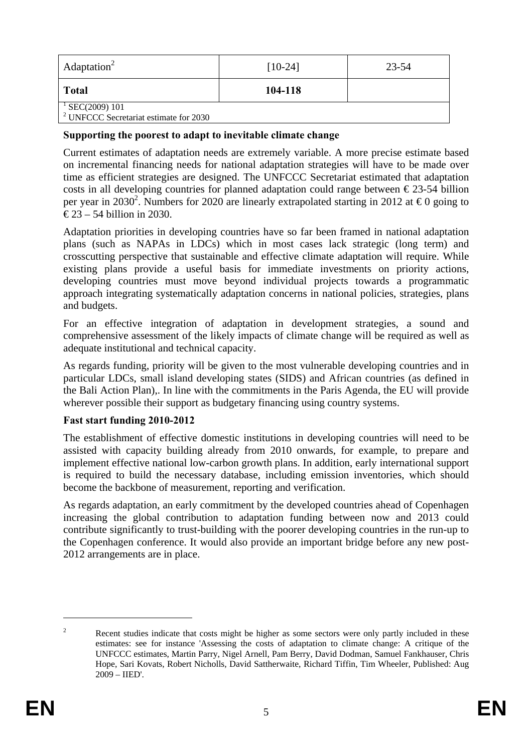| Adaptation[2] | [10-24] | 23-54 |
|---|---|---|
| **Total** | **104-118** | |
| [1] SEC(2009) 101<br>[2] UNFCCC Secretariat estimate for 2030 | | |

**Supporting the poorest to adapt to inevitable climate change**

Current estimates of adaptation needs are extremely variable. A more precise estimate based on incremental financing needs for national adaptation strategies will have to be made over time as efficient strategies are designed. The UNFCCC Secretariat estimated that adaptation costs in all developing countries for planned adaptation could range between € 23-54 billion per year in 2030[2]. Numbers for 2020 are linearly extrapolated starting in 2012 at € 0 going to € 23 – 54 billion in 2030.

Adaptation priorities in developing countries have so far been framed in national adaptation plans (such as NAPAs in LDCs) which in most cases lack strategic (long term) and crosscutting perspective that sustainable and effective climate adaptation will require. While existing plans provide a useful basis for immediate investments on priority actions, developing countries must move beyond individual projects towards a programmatic approach integrating systematically adaptation concerns in national policies, strategies, plans and budgets.

For an effective integration of adaptation in development strategies, a sound and comprehensive assessment of the likely impacts of climate change will be required as well as adequate institutional and technical capacity.

As regards funding, priority will be given to the most vulnerable developing countries and in particular LDCs, small island developing states (SIDS) and African countries (as defined in the Bali Action Plan),. In line with the commitments in the Paris Agenda, the EU will provide wherever possible their support as budgetary financing using country systems.

**Fast start funding 2010-2012**

The establishment of effective domestic institutions in developing countries will need to be assisted with capacity building already from 2010 onwards, for example, to prepare and implement effective national low-carbon growth plans. In addition, early international support is required to build the necessary database, including emission inventories, which should become the backbone of measurement, reporting and verification.

As regards adaptation, an early commitment by the developed countries ahead of Copenhagen increasing the global contribution to adaptation funding between now and 2013 could contribute significantly to trust-building with the poorer developing countries in the run-up to the Copenhagen conference. It would also provide an important bridge before any new post-2012 arrangements are in place.

---

[2] Recent studies indicate that costs might be higher as some sectors were only partly included in these estimates: see for instance 'Assessing the costs of adaptation to climate change: A critique of the UNFCCC estimates, Martin Parry, Nigel Arnell, Pam Berry, David Dodman, Samuel Fankhauser, Chris Hope, Sari Kovats, Robert Nicholls, David Sattherwaite, Richard Tiffin, Tim Wheeler, Published: Aug 2009 – IIED'.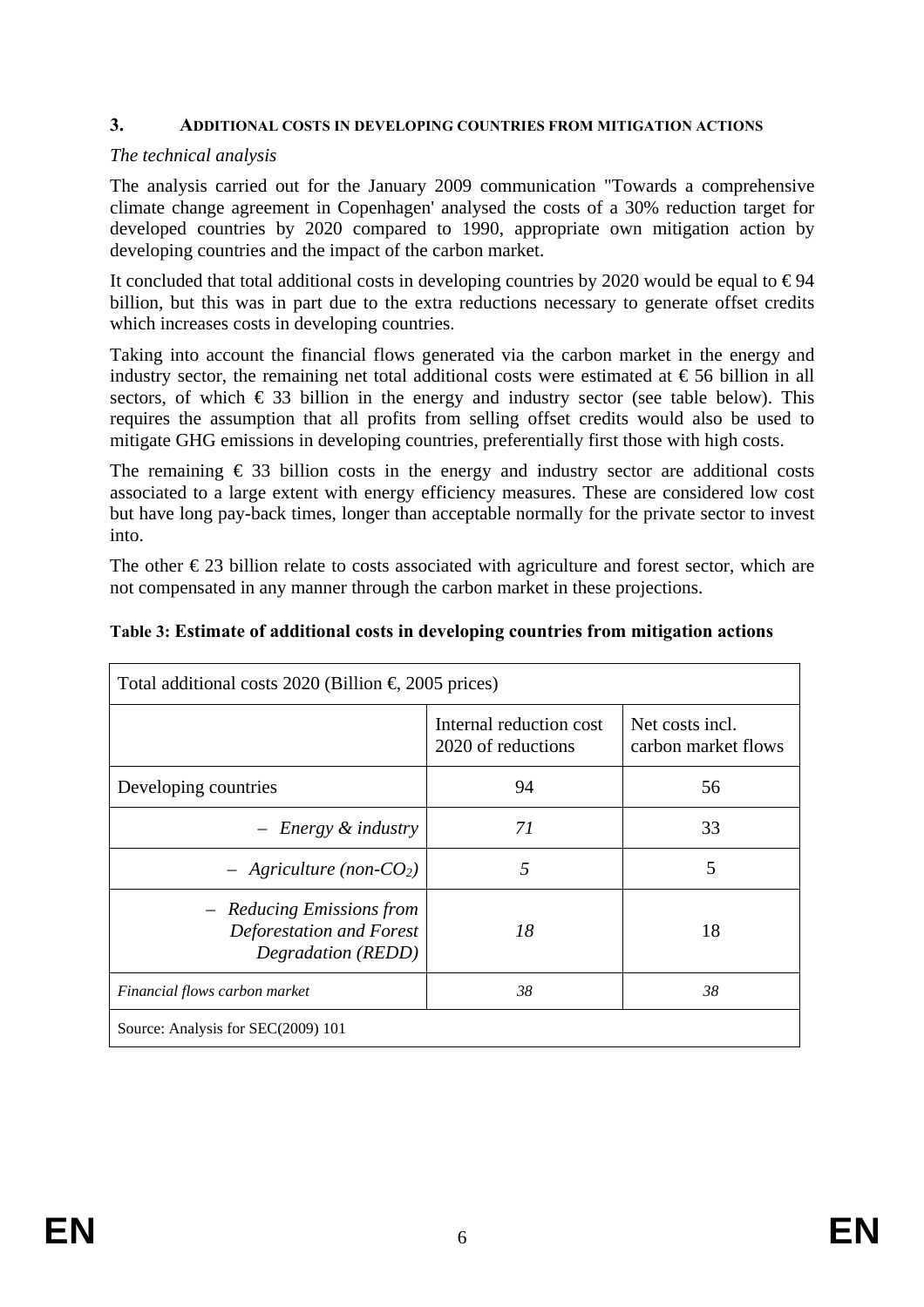## 3. ADDITIONAL COSTS IN DEVELOPING COUNTRIES FROM MITIGATION ACTIONS

*The technical analysis*

The analysis carried out for the January 2009 communication "Towards a comprehensive climate change agreement in Copenhagen' analysed the costs of a 30% reduction target for developed countries by 2020 compared to 1990, appropriate own mitigation action by developing countries and the impact of the carbon market.

It concluded that total additional costs in developing countries by 2020 would be equal to € 94 billion, but this was in part due to the extra reductions necessary to generate offset credits which increases costs in developing countries.

Taking into account the financial flows generated via the carbon market in the energy and industry sector, the remaining net total additional costs were estimated at € 56 billion in all sectors, of which € 33 billion in the energy and industry sector (see table below). This requires the assumption that all profits from selling offset credits would also be used to mitigate GHG emissions in developing countries, preferentially first those with high costs.

The remaining € 33 billion costs in the energy and industry sector are additional costs associated to a large extent with energy efficiency measures. These are considered low cost but have long pay-back times, longer than acceptable normally for the private sector to invest into.

The other € 23 billion relate to costs associated with agriculture and forest sector, which are not compensated in any manner through the carbon market in these projections.

**Table 3: Estimate of additional costs in developing countries from mitigation actions**

| Total additional costs 2020 (Billion €, 2005 prices) | | |
|---|---|---|
| | Internal reduction cost 2020 of reductions | Net costs incl. carbon market flows |
| Developing countries | 94 | 56 |
| – *Energy & industry* | *71* | 33 |
| – *Agriculture (non-$CO_2$)* | *5* | 5 |
| – *Reducing Emissions from Deforestation and Forest Degradation (REDD)* | *18* | 18 |
| *Financial flows carbon market* | *38* | *38* |
| Source: Analysis for SEC(2009) 101 | | |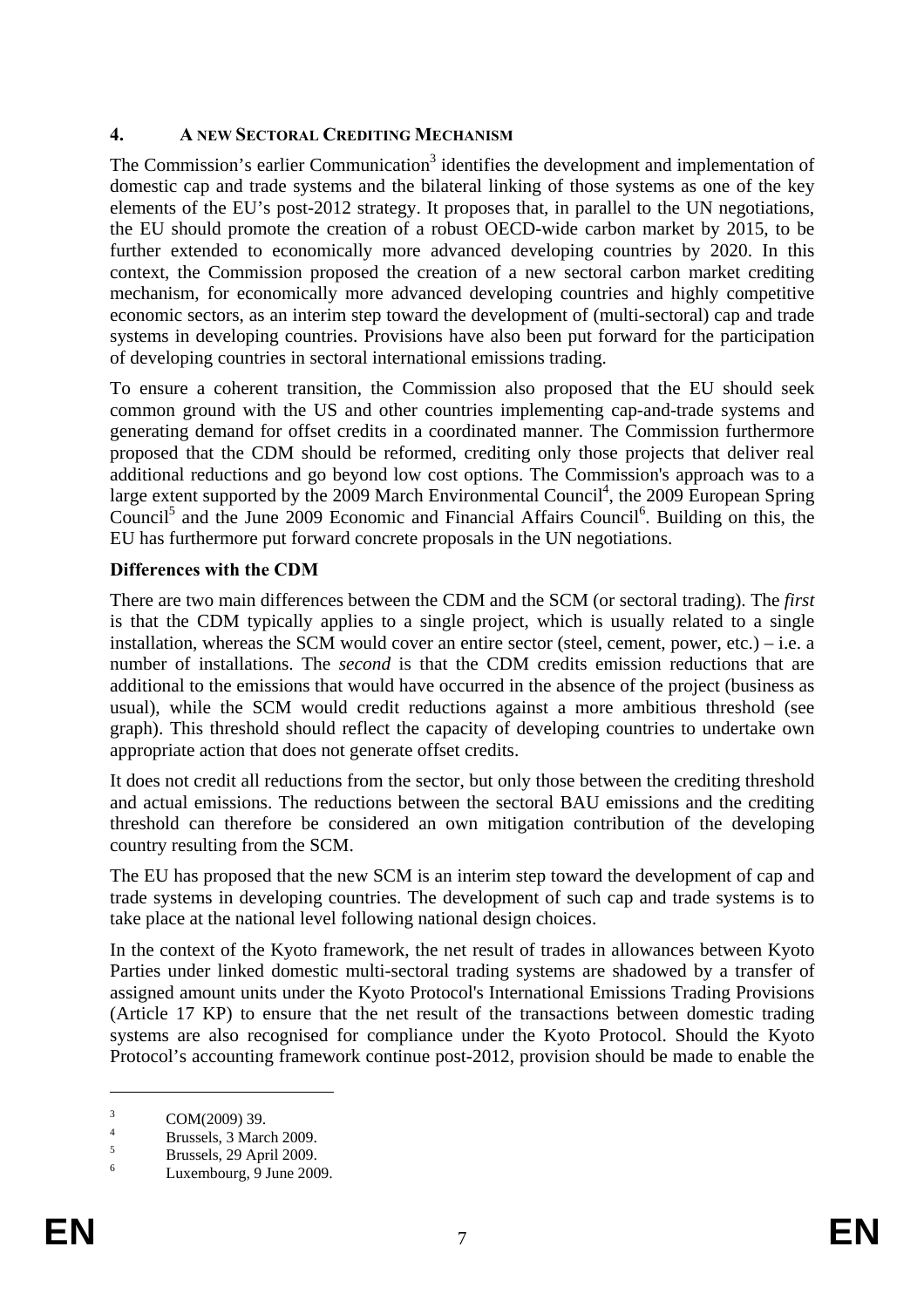## 4. A NEW SECTORAL CREDITING MECHANISM

The Commission's earlier Communication[3] identifies the development and implementation of domestic cap and trade systems and the bilateral linking of those systems as one of the key elements of the EU's post-2012 strategy. It proposes that, in parallel to the UN negotiations, the EU should promote the creation of a robust OECD-wide carbon market by 2015, to be further extended to economically more advanced developing countries by 2020. In this context, the Commission proposed the creation of a new sectoral carbon market crediting mechanism, for economically more advanced developing countries and highly competitive economic sectors, as an interim step toward the development of (multi-sectoral) cap and trade systems in developing countries. Provisions have also been put forward for the participation of developing countries in sectoral international emissions trading.

To ensure a coherent transition, the Commission also proposed that the EU should seek common ground with the US and other countries implementing cap-and-trade systems and generating demand for offset credits in a coordinated manner. The Commission furthermore proposed that the CDM should be reformed, crediting only those projects that deliver real additional reductions and go beyond low cost options. The Commission's approach was to a large extent supported by the 2009 March Environmental Council[4], the 2009 European Spring Council[5] and the June 2009 Economic and Financial Affairs Council[6]. Building on this, the EU has furthermore put forward concrete proposals in the UN negotiations.

**Differences with the CDM**

There are two main differences between the CDM and the SCM (or sectoral trading). The *first* is that the CDM typically applies to a single project, which is usually related to a single installation, whereas the SCM would cover an entire sector (steel, cement, power, etc.) – i.e. a number of installations. The *second* is that the CDM credits emission reductions that are additional to the emissions that would have occurred in the absence of the project (business as usual), while the SCM would credit reductions against a more ambitious threshold (see graph). This threshold should reflect the capacity of developing countries to undertake own appropriate action that does not generate offset credits.

It does not credit all reductions from the sector, but only those between the crediting threshold and actual emissions. The reductions between the sectoral BAU emissions and the crediting threshold can therefore be considered an own mitigation contribution of the developing country resulting from the SCM.

The EU has proposed that the new SCM is an interim step toward the development of cap and trade systems in developing countries. The development of such cap and trade systems is to take place at the national level following national design choices.

In the context of the Kyoto framework, the net result of trades in allowances between Kyoto Parties under linked domestic multi-sectoral trading systems are shadowed by a transfer of assigned amount units under the Kyoto Protocol's International Emissions Trading Provisions (Article 17 KP) to ensure that the net result of the transactions between domestic trading systems are also recognised for compliance under the Kyoto Protocol. Should the Kyoto Protocol's accounting framework continue post-2012, provision should be made to enable the

[3] COM(2009) 39.

[4] Brussels, 3 March 2009.

[5] Brussels, 29 April 2009.

[6] Luxembourg, 9 June 2009.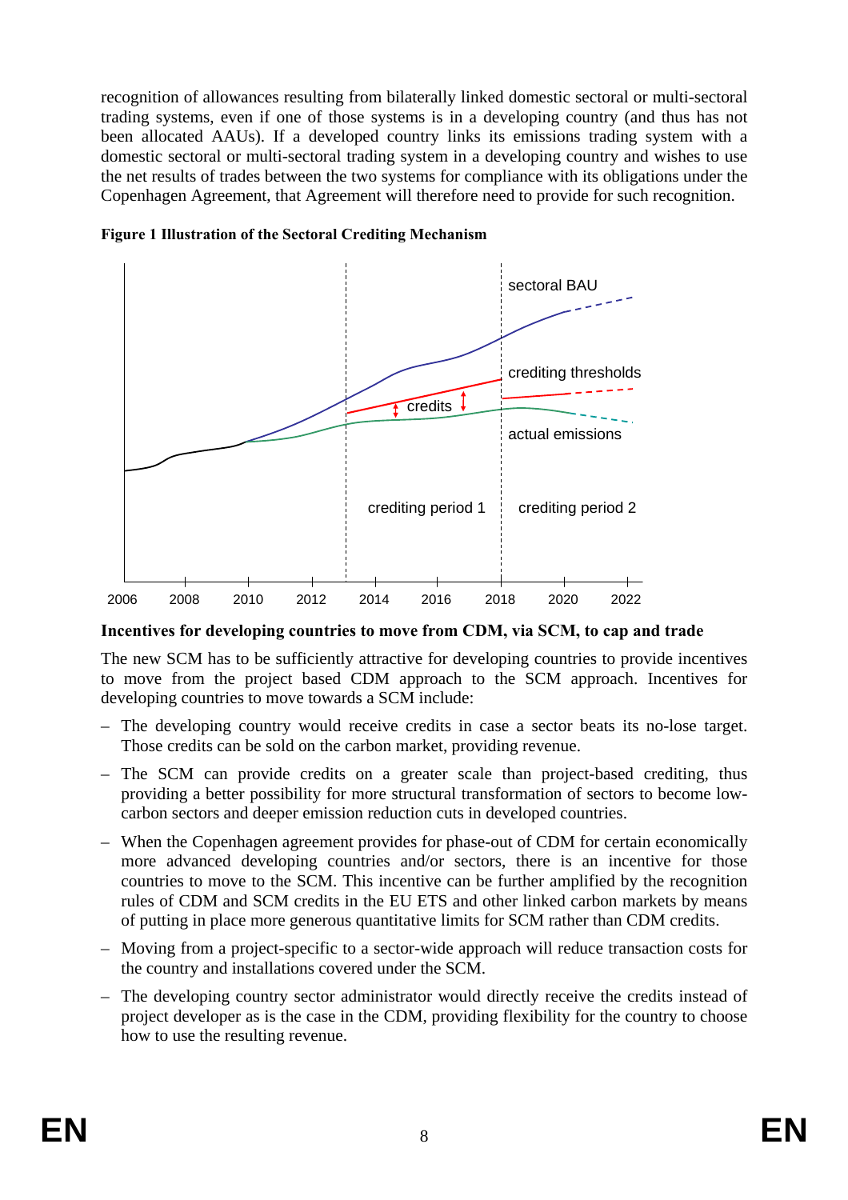recognition of allowances resulting from bilaterally linked domestic sectoral or multi-sectoral trading systems, even if one of those systems is in a developing country (and thus has not been allocated AAUs). If a developed country links its emissions trading system with a domestic sectoral or multi-sectoral trading system in a developing country and wishes to use the net results of trades between the two systems for compliance with its obligations under the Copenhagen Agreement, that Agreement will therefore need to provide for such recognition.

**Figure 1 Illustration of the Sectoral Crediting Mechanism**

### Incentives for developing countries to move from CDM, via SCM, to cap and trade

The new SCM has to be sufficiently attractive for developing countries to provide incentives to move from the project based CDM approach to the SCM approach. Incentives for developing countries to move towards a SCM include:

- The developing country would receive credits in case a sector beats its no-lose target. Those credits can be sold on the carbon market, providing revenue.
- The SCM can provide credits on a greater scale than project-based crediting, thus providing a better possibility for more structural transformation of sectors to become low-carbon sectors and deeper emission reduction cuts in developed countries.
- When the Copenhagen agreement provides for phase-out of CDM for certain economically more advanced developing countries and/or sectors, there is an incentive for those countries to move to the SCM. This incentive can be further amplified by the recognition rules of CDM and SCM credits in the EU ETS and other linked carbon markets by means of putting in place more generous quantitative limits for SCM rather than CDM credits.
- Moving from a project-specific to a sector-wide approach will reduce transaction costs for the country and installations covered under the SCM.
- The developing country sector administrator would directly receive the credits instead of project developer as is the case in the CDM, providing flexibility for the country to choose how to use the resulting revenue.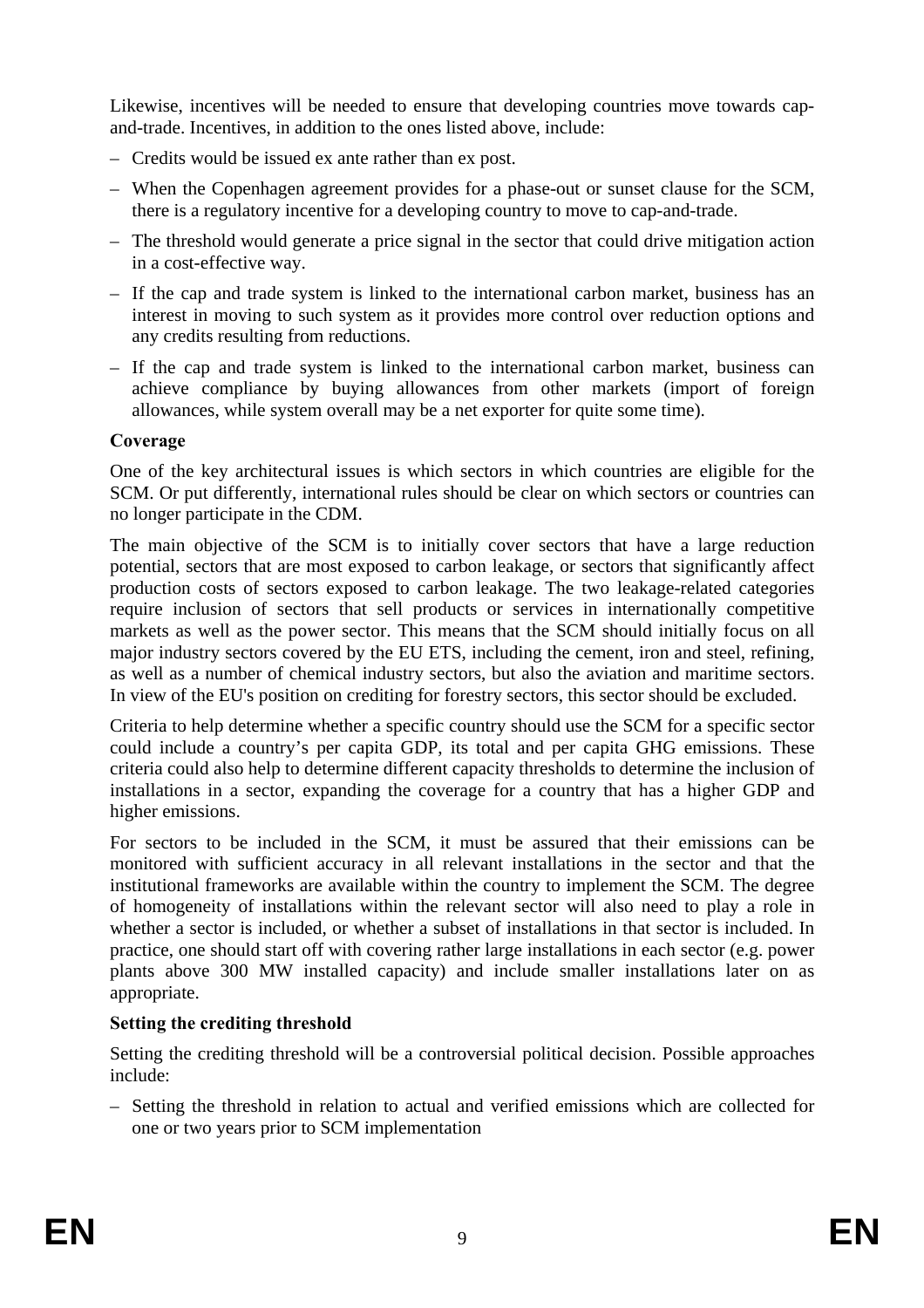Likewise, incentives will be needed to ensure that developing countries move towards cap-and-trade. Incentives, in addition to the ones listed above, include:

– Credits would be issued ex ante rather than ex post.

– When the Copenhagen agreement provides for a phase-out or sunset clause for the SCM, there is a regulatory incentive for a developing country to move to cap-and-trade.

– The threshold would generate a price signal in the sector that could drive mitigation action in a cost-effective way.

– If the cap and trade system is linked to the international carbon market, business has an interest in moving to such system as it provides more control over reduction options and any credits resulting from reductions.

– If the cap and trade system is linked to the international carbon market, business can achieve compliance by buying allowances from other markets (import of foreign allowances, while system overall may be a net exporter for quite some time).

**Coverage**

One of the key architectural issues is which sectors in which countries are eligible for the SCM. Or put differently, international rules should be clear on which sectors or countries can no longer participate in the CDM.

The main objective of the SCM is to initially cover sectors that have a large reduction potential, sectors that are most exposed to carbon leakage, or sectors that significantly affect production costs of sectors exposed to carbon leakage. The two leakage-related categories require inclusion of sectors that sell products or services in internationally competitive markets as well as the power sector. This means that the SCM should initially focus on all major industry sectors covered by the EU ETS, including the cement, iron and steel, refining, as well as a number of chemical industry sectors, but also the aviation and maritime sectors. In view of the EU's position on crediting for forestry sectors, this sector should be excluded.

Criteria to help determine whether a specific country should use the SCM for a specific sector could include a country's per capita GDP, its total and per capita GHG emissions. These criteria could also help to determine different capacity thresholds to determine the inclusion of installations in a sector, expanding the coverage for a country that has a higher GDP and higher emissions.

For sectors to be included in the SCM, it must be assured that their emissions can be monitored with sufficient accuracy in all relevant installations in the sector and that the institutional frameworks are available within the country to implement the SCM. The degree of homogeneity of installations within the relevant sector will also need to play a role in whether a sector is included, or whether a subset of installations in that sector is included. In practice, one should start off with covering rather large installations in each sector (e.g. power plants above 300 MW installed capacity) and include smaller installations later on as appropriate.

**Setting the crediting threshold**

Setting the crediting threshold will be a controversial political decision. Possible approaches include:

– Setting the threshold in relation to actual and verified emissions which are collected for one or two years prior to SCM implementation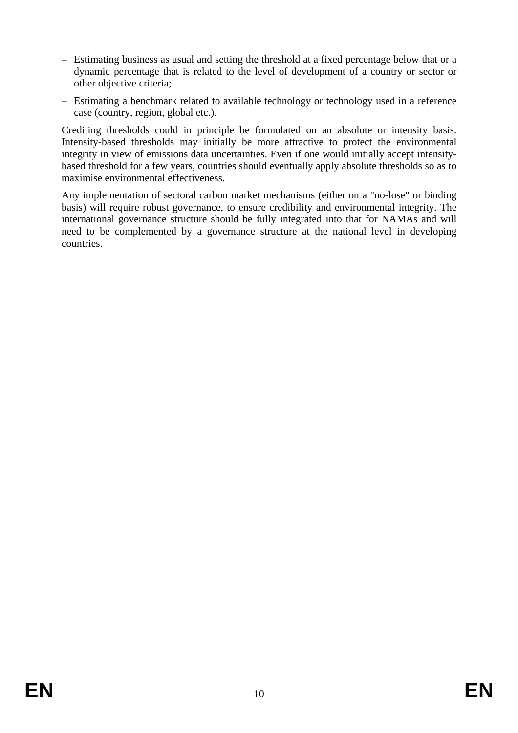- Estimating business as usual and setting the threshold at a fixed percentage below that or a dynamic percentage that is related to the level of development of a country or sector or other objective criteria;
- Estimating a benchmark related to available technology or technology used in a reference case (country, region, global etc.).

Crediting thresholds could in principle be formulated on an absolute or intensity basis. Intensity-based thresholds may initially be more attractive to protect the environmental integrity in view of emissions data uncertainties. Even if one would initially accept intensity-based threshold for a few years, countries should eventually apply absolute thresholds so as to maximise environmental effectiveness.

Any implementation of sectoral carbon market mechanisms (either on a "no-lose" or binding basis) will require robust governance, to ensure credibility and environmental integrity. The international governance structure should be fully integrated into that for NAMAs and will need to be complemented by a governance structure at the national level in developing countries.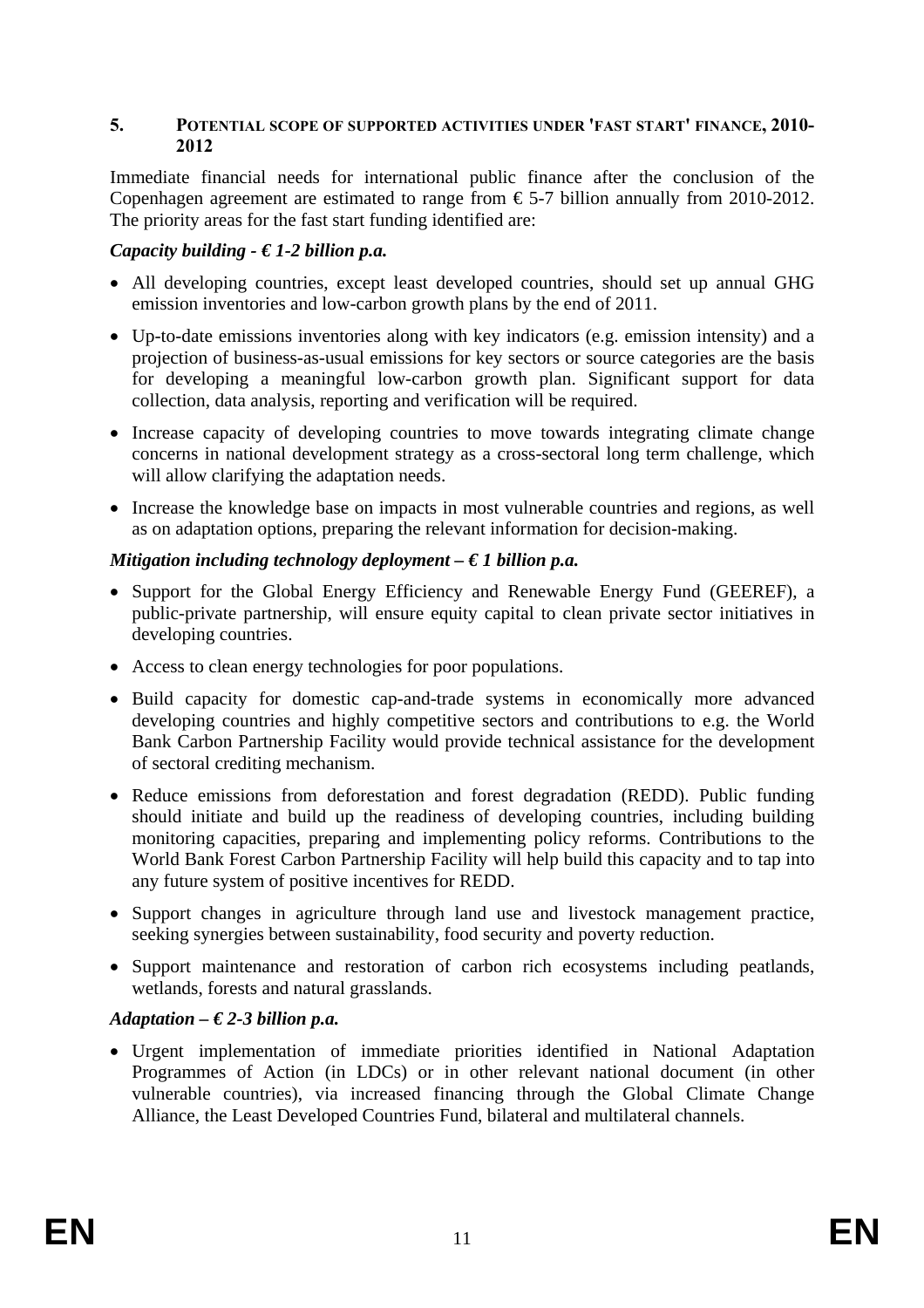## 5. POTENTIAL SCOPE OF SUPPORTED ACTIVITIES UNDER 'FAST START' FINANCE, 2010-2012

Immediate financial needs for international public finance after the conclusion of the Copenhagen agreement are estimated to range from € 5-7 billion annually from 2010-2012. The priority areas for the fast start funding identified are:

***Capacity building - € 1-2 billion p.a.***

- All developing countries, except least developed countries, should set up annual GHG emission inventories and low-carbon growth plans by the end of 2011.
- Up-to-date emissions inventories along with key indicators (e.g. emission intensity) and a projection of business-as-usual emissions for key sectors or source categories are the basis for developing a meaningful low-carbon growth plan. Significant support for data collection, data analysis, reporting and verification will be required.
- Increase capacity of developing countries to move towards integrating climate change concerns in national development strategy as a cross-sectoral long term challenge, which will allow clarifying the adaptation needs.
- Increase the knowledge base on impacts in most vulnerable countries and regions, as well as on adaptation options, preparing the relevant information for decision-making.

***Mitigation including technology deployment – € 1 billion p.a.***

- Support for the Global Energy Efficiency and Renewable Energy Fund (GEEREF), a public-private partnership, will ensure equity capital to clean private sector initiatives in developing countries.
- Access to clean energy technologies for poor populations.
- Build capacity for domestic cap-and-trade systems in economically more advanced developing countries and highly competitive sectors and contributions to e.g. the World Bank Carbon Partnership Facility would provide technical assistance for the development of sectoral crediting mechanism.
- Reduce emissions from deforestation and forest degradation (REDD). Public funding should initiate and build up the readiness of developing countries, including building monitoring capacities, preparing and implementing policy reforms. Contributions to the World Bank Forest Carbon Partnership Facility will help build this capacity and to tap into any future system of positive incentives for REDD.
- Support changes in agriculture through land use and livestock management practice, seeking synergies between sustainability, food security and poverty reduction.
- Support maintenance and restoration of carbon rich ecosystems including peatlands, wetlands, forests and natural grasslands.

***Adaptation – € 2-3 billion p.a.***

- Urgent implementation of immediate priorities identified in National Adaptation Programmes of Action (in LDCs) or in other relevant national document (in other vulnerable countries), via increased financing through the Global Climate Change Alliance, the Least Developed Countries Fund, bilateral and multilateral channels.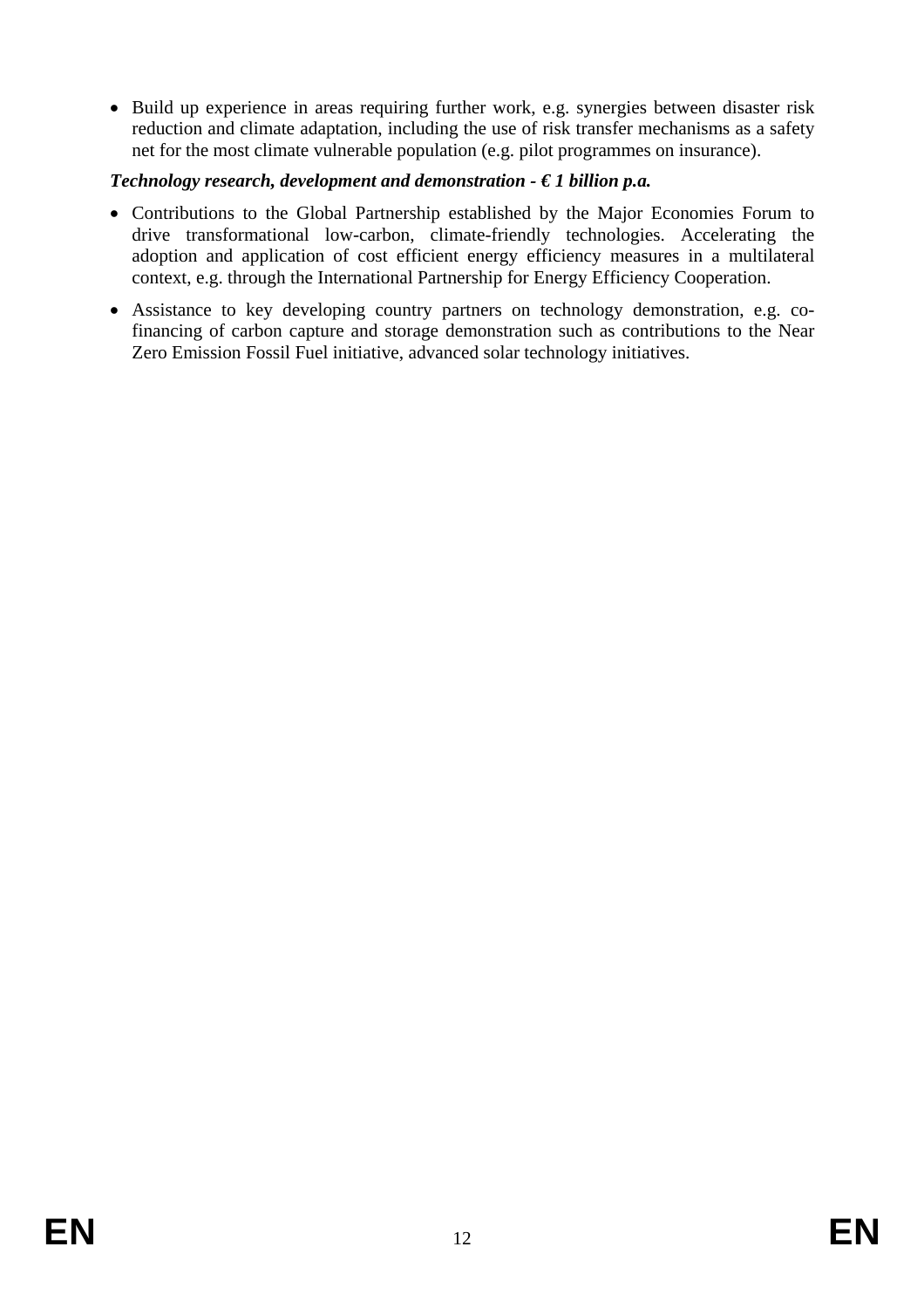- Build up experience in areas requiring further work, e.g. synergies between disaster risk reduction and climate adaptation, including the use of risk transfer mechanisms as a safety net for the most climate vulnerable population (e.g. pilot programmes on insurance).

***Technology research, development and demonstration - € 1 billion p.a.***

- Contributions to the Global Partnership established by the Major Economies Forum to drive transformational low-carbon, climate-friendly technologies. Accelerating the adoption and application of cost efficient energy efficiency measures in a multilateral context, e.g. through the International Partnership for Energy Efficiency Cooperation.
- Assistance to key developing country partners on technology demonstration, e.g. co-financing of carbon capture and storage demonstration such as contributions to the Near Zero Emission Fossil Fuel initiative, advanced solar technology initiatives.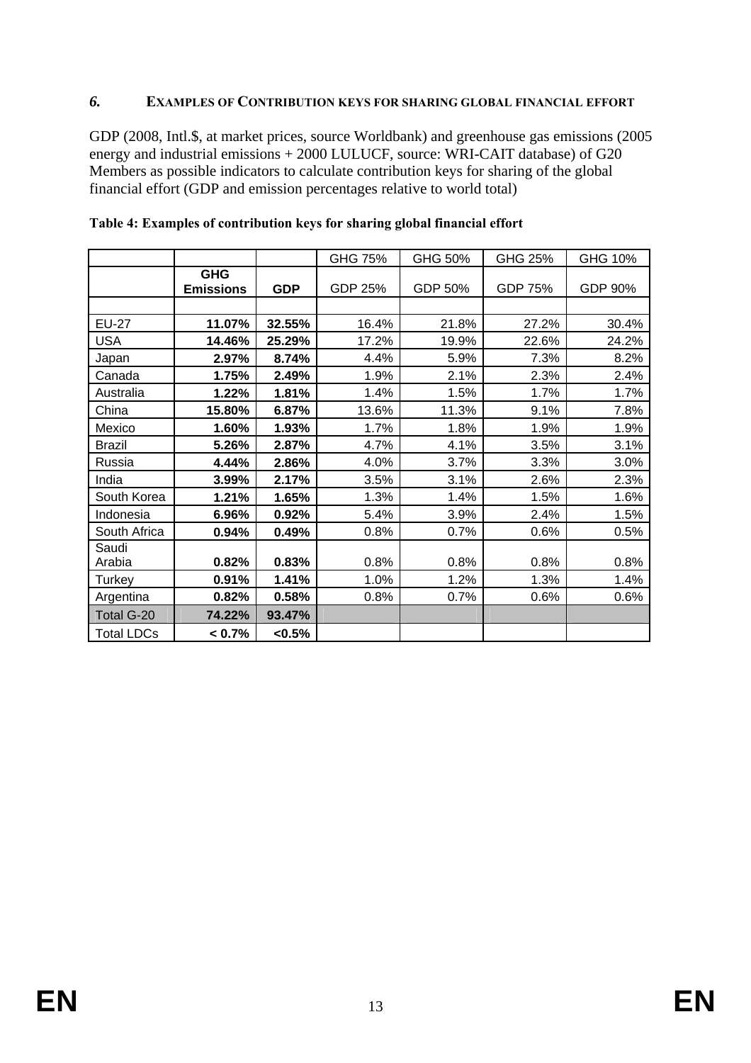## *6.* EXAMPLES OF CONTRIBUTION KEYS FOR SHARING GLOBAL FINANCIAL EFFORT

GDP (2008, Intl.$, at market prices, source Worldbank) and greenhouse gas emissions (2005 energy and industrial emissions + 2000 LULUCF, source: WRI-CAIT database) of G20 Members as possible indicators to calculate contribution keys for sharing of the global financial effort (GDP and emission percentages relative to world total)

**Table 4: Examples of contribution keys for sharing global financial effort**

| | | | GHG 75% | GHG 50% | GHG 25% | GHG 10% |
|---|---|---|---|---|---|---|
| | **GHG Emissions** | **GDP** | GDP 25% | GDP 50% | GDP 75% | GDP 90% |
| | | | | | | |
| EU-27 | **11.07%** | **32.55%** | 16.4% | 21.8% | 27.2% | 30.4% |
| USA | **14.46%** | **25.29%** | 17.2% | 19.9% | 22.6% | 24.2% |
| Japan | **2.97%** | **8.74%** | 4.4% | 5.9% | 7.3% | 8.2% |
| Canada | **1.75%** | **2.49%** | 1.9% | 2.1% | 2.3% | 2.4% |
| Australia | **1.22%** | **1.81%** | 1.4% | 1.5% | 1.7% | 1.7% |
| China | **15.80%** | **6.87%** | 13.6% | 11.3% | 9.1% | 7.8% |
| Mexico | **1.60%** | **1.93%** | 1.7% | 1.8% | 1.9% | 1.9% |
| Brazil | **5.26%** | **2.87%** | 4.7% | 4.1% | 3.5% | 3.1% |
| Russia | **4.44%** | **2.86%** | 4.0% | 3.7% | 3.3% | 3.0% |
| India | **3.99%** | **2.17%** | 3.5% | 3.1% | 2.6% | 2.3% |
| South Korea | **1.21%** | **1.65%** | 1.3% | 1.4% | 1.5% | 1.6% |
| Indonesia | **6.96%** | **0.92%** | 5.4% | 3.9% | 2.4% | 1.5% |
| South Africa | **0.94%** | **0.49%** | 0.8% | 0.7% | 0.6% | 0.5% |
| Saudi Arabia | **0.82%** | **0.83%** | 0.8% | 0.8% | 0.8% | 0.8% |
| Turkey | **0.91%** | **1.41%** | 1.0% | 1.2% | 1.3% | 1.4% |
| Argentina | **0.82%** | **0.58%** | 0.8% | 0.7% | 0.6% | 0.6% |
| Total G-20 | **74.22%** | **93.47%** | | | | |
| Total LDCs | **< 0.7%** | **<0.5%** | | | | |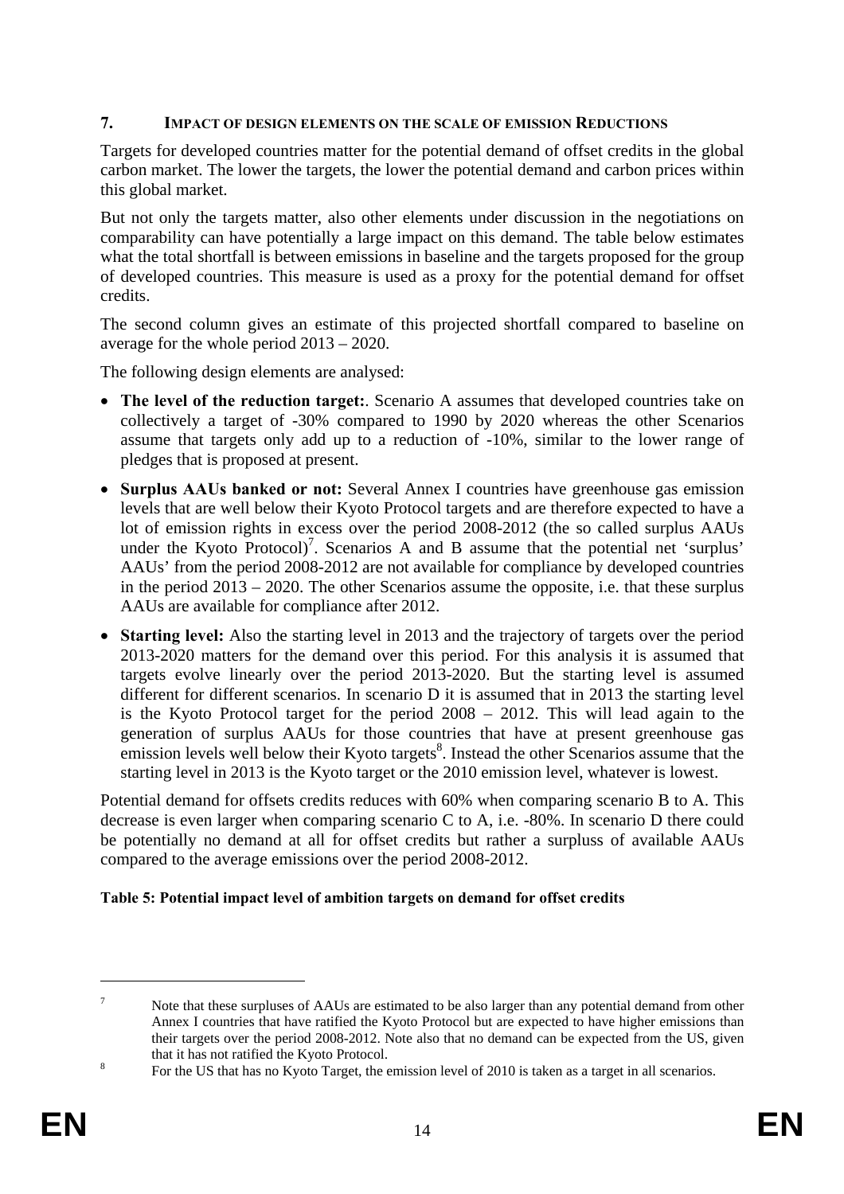## 7. IMPACT OF DESIGN ELEMENTS ON THE SCALE OF EMISSION REDUCTIONS

Targets for developed countries matter for the potential demand of offset credits in the global carbon market. The lower the targets, the lower the potential demand and carbon prices within this global market.

But not only the targets matter, also other elements under discussion in the negotiations on comparability can have potentially a large impact on this demand. The table below estimates what the total shortfall is between emissions in baseline and the targets proposed for the group of developed countries. This measure is used as a proxy for the potential demand for offset credits.

The second column gives an estimate of this projected shortfall compared to baseline on average for the whole period 2013 – 2020.

The following design elements are analysed:

- **The level of the reduction target:**. Scenario A assumes that developed countries take on collectively a target of -30% compared to 1990 by 2020 whereas the other Scenarios assume that targets only add up to a reduction of -10%, similar to the lower range of pledges that is proposed at present.
- **Surplus AAUs banked or not:** Several Annex I countries have greenhouse gas emission levels that are well below their Kyoto Protocol targets and are therefore expected to have a lot of emission rights in excess over the period 2008-2012 (the so called surplus AAUs under the Kyoto Protocol)[7]. Scenarios A and B assume that the potential net 'surplus' AAUs' from the period 2008-2012 are not available for compliance by developed countries in the period 2013 – 2020. The other Scenarios assume the opposite, i.e. that these surplus AAUs are available for compliance after 2012.
- **Starting level:** Also the starting level in 2013 and the trajectory of targets over the period 2013-2020 matters for the demand over this period. For this analysis it is assumed that targets evolve linearly over the period 2013-2020. But the starting level is assumed different for different scenarios. In scenario D it is assumed that in 2013 the starting level is the Kyoto Protocol target for the period 2008 – 2012. This will lead again to the generation of surplus AAUs for those countries that have at present greenhouse gas emission levels well below their Kyoto targets[8]. Instead the other Scenarios assume that the starting level in 2013 is the Kyoto target or the 2010 emission level, whatever is lowest.

Potential demand for offsets credits reduces with 60% when comparing scenario B to A. This decrease is even larger when comparing scenario C to A, i.e. -80%. In scenario D there could be potentially no demand at all for offset credits but rather a surpluss of available AAUs compared to the average emissions over the period 2008-2012.

**Table 5: Potential impact level of ambition targets on demand for offset credits**

---

[7] Note that these surpluses of AAUs are estimated to be also larger than any potential demand from other Annex I countries that have ratified the Kyoto Protocol but are expected to have higher emissions than their targets over the period 2008-2012. Note also that no demand can be expected from the US, given that it has not ratified the Kyoto Protocol.

[8] For the US that has no Kyoto Target, the emission level of 2010 is taken as a target in all scenarios.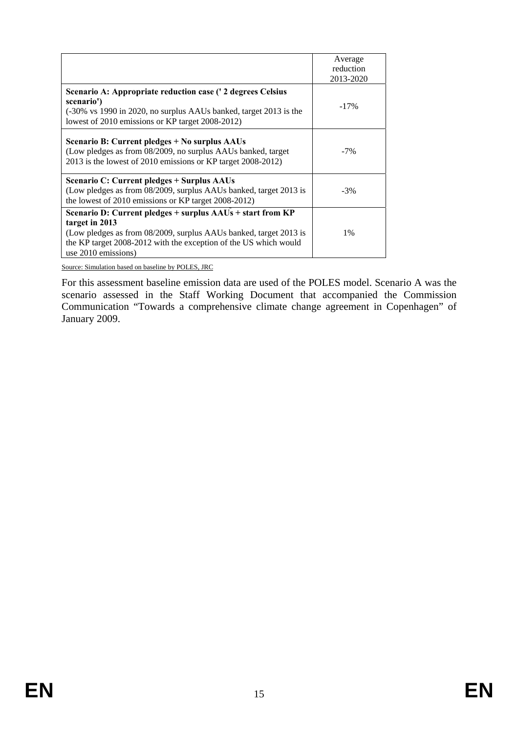| | Average reduction 2013-2020 |
|---|---|
| **Scenario A: Appropriate reduction case (' 2 degrees Celsius scenario')** (-30% vs 1990 in 2020, no surplus AAUs banked, target 2013 is the lowest of 2010 emissions or KP target 2008-2012) | -17% |
| **Scenario B: Current pledges + No surplus AAUs** (Low pledges as from 08/2009, no surplus AAUs banked, target 2013 is the lowest of 2010 emissions or KP target 2008-2012) | -7% |
| **Scenario C: Current pledges + Surplus AAUs** (Low pledges as from 08/2009, surplus AAUs banked, target 2013 is the lowest of 2010 emissions or KP target 2008-2012) | -3% |
| **Scenario D: Current pledges + surplus AAUs + start from KP target in 2013** (Low pledges as from 08/2009, surplus AAUs banked, target 2013 is the KP target 2008-2012 with the exception of the US which would use 2010 emissions) | 1% |

Source: Simulation based on baseline by POLES, JRC

For this assessment baseline emission data are used of the POLES model. Scenario A was the scenario assessed in the Staff Working Document that accompanied the Commission Communication "Towards a comprehensive climate change agreement in Copenhagen" of January 2009.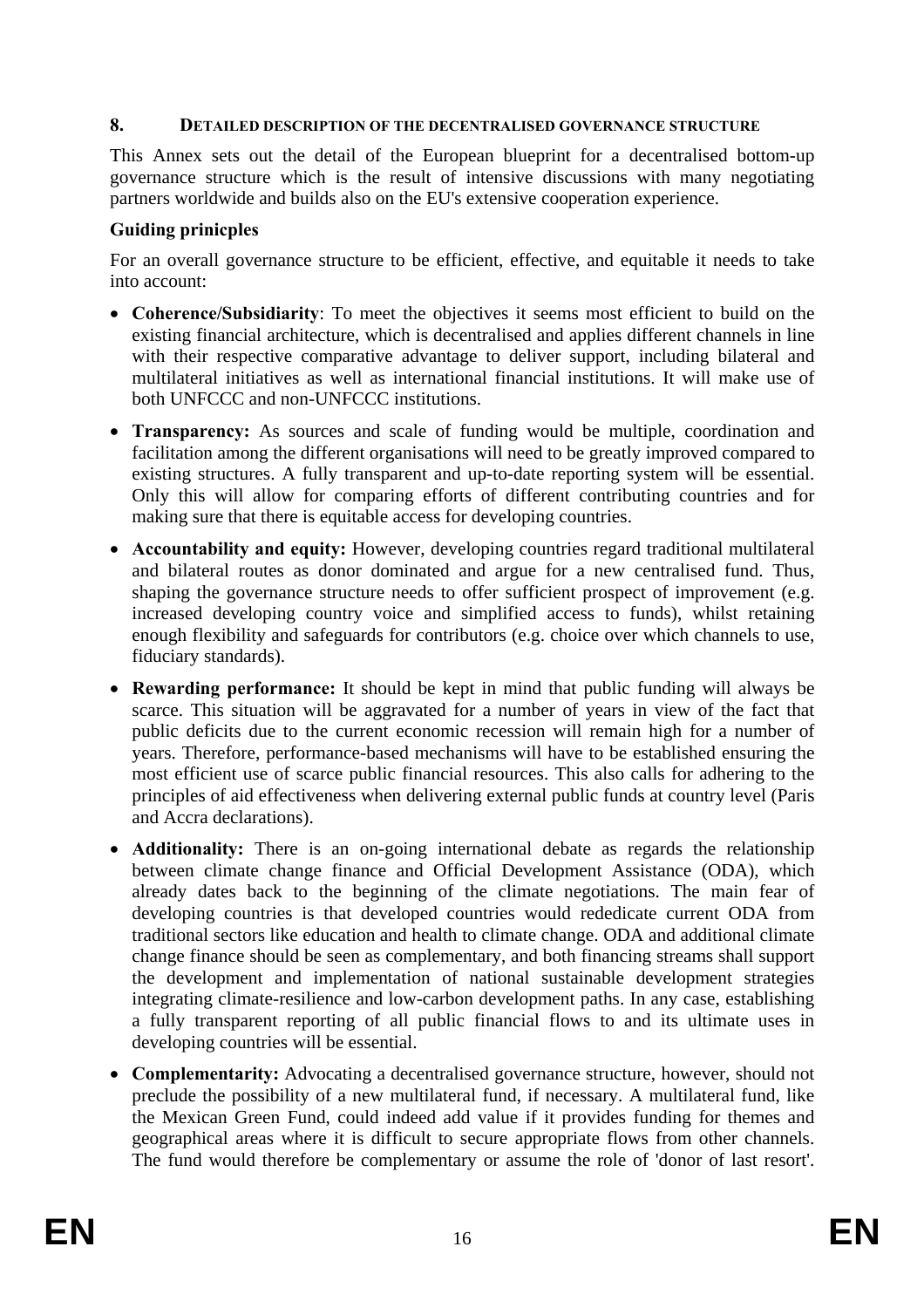## 8. DETAILED DESCRIPTION OF THE DECENTRALISED GOVERNANCE STRUCTURE

This Annex sets out the detail of the European blueprint for a decentralised bottom-up governance structure which is the result of intensive discussions with many negotiating partners worldwide and builds also on the EU's extensive cooperation experience.

**Guiding prinicples**

For an overall governance structure to be efficient, effective, and equitable it needs to take into account:

- **Coherence/Subsidiarity**: To meet the objectives it seems most efficient to build on the existing financial architecture, which is decentralised and applies different channels in line with their respective comparative advantage to deliver support, including bilateral and multilateral initiatives as well as international financial institutions. It will make use of both UNFCCC and non-UNFCCC institutions.
- **Transparency:** As sources and scale of funding would be multiple, coordination and facilitation among the different organisations will need to be greatly improved compared to existing structures. A fully transparent and up-to-date reporting system will be essential. Only this will allow for comparing efforts of different contributing countries and for making sure that there is equitable access for developing countries.
- **Accountability and equity:** However, developing countries regard traditional multilateral and bilateral routes as donor dominated and argue for a new centralised fund. Thus, shaping the governance structure needs to offer sufficient prospect of improvement (e.g. increased developing country voice and simplified access to funds), whilst retaining enough flexibility and safeguards for contributors (e.g. choice over which channels to use, fiduciary standards).
- **Rewarding performance:** It should be kept in mind that public funding will always be scarce. This situation will be aggravated for a number of years in view of the fact that public deficits due to the current economic recession will remain high for a number of years. Therefore, performance-based mechanisms will have to be established ensuring the most efficient use of scarce public financial resources. This also calls for adhering to the principles of aid effectiveness when delivering external public funds at country level (Paris and Accra declarations).
- **Additionality:** There is an on-going international debate as regards the relationship between climate change finance and Official Development Assistance (ODA), which already dates back to the beginning of the climate negotiations. The main fear of developing countries is that developed countries would rededicate current ODA from traditional sectors like education and health to climate change. ODA and additional climate change finance should be seen as complementary, and both financing streams shall support the development and implementation of national sustainable development strategies integrating climate-resilience and low-carbon development paths. In any case, establishing a fully transparent reporting of all public financial flows to and its ultimate uses in developing countries will be essential.
- **Complementarity:** Advocating a decentralised governance structure, however, should not preclude the possibility of a new multilateral fund, if necessary. A multilateral fund, like the Mexican Green Fund, could indeed add value if it provides funding for themes and geographical areas where it is difficult to secure appropriate flows from other channels. The fund would therefore be complementary or assume the role of 'donor of last resort'.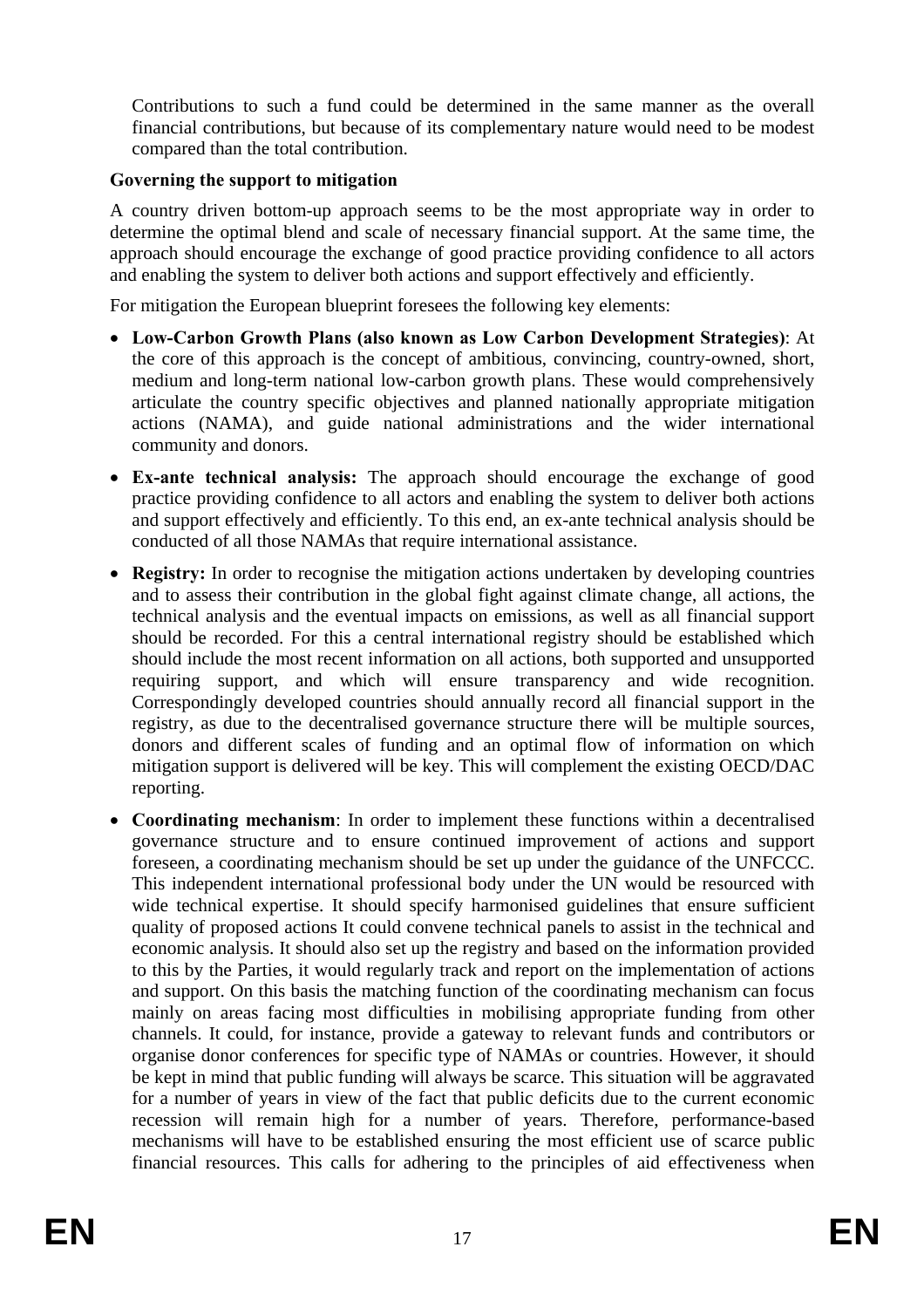Contributions to such a fund could be determined in the same manner as the overall financial contributions, but because of its complementary nature would need to be modest compared than the total contribution.

**Governing the support to mitigation**

A country driven bottom-up approach seems to be the most appropriate way in order to determine the optimal blend and scale of necessary financial support. At the same time, the approach should encourage the exchange of good practice providing confidence to all actors and enabling the system to deliver both actions and support effectively and efficiently.

For mitigation the European blueprint foresees the following key elements:

- **Low-Carbon Growth Plans (also known as Low Carbon Development Strategies)**: At the core of this approach is the concept of ambitious, convincing, country-owned, short, medium and long-term national low-carbon growth plans. These would comprehensively articulate the country specific objectives and planned nationally appropriate mitigation actions (NAMA), and guide national administrations and the wider international community and donors.
- **Ex-ante technical analysis:** The approach should encourage the exchange of good practice providing confidence to all actors and enabling the system to deliver both actions and support effectively and efficiently. To this end, an ex-ante technical analysis should be conducted of all those NAMAs that require international assistance.
- **Registry:** In order to recognise the mitigation actions undertaken by developing countries and to assess their contribution in the global fight against climate change, all actions, the technical analysis and the eventual impacts on emissions, as well as all financial support should be recorded. For this a central international registry should be established which should include the most recent information on all actions, both supported and unsupported requiring support, and which will ensure transparency and wide recognition. Correspondingly developed countries should annually record all financial support in the registry, as due to the decentralised governance structure there will be multiple sources, donors and different scales of funding and an optimal flow of information on which mitigation support is delivered will be key. This will complement the existing OECD/DAC reporting.
- **Coordinating mechanism**: In order to implement these functions within a decentralised governance structure and to ensure continued improvement of actions and support foreseen, a coordinating mechanism should be set up under the guidance of the UNFCCC. This independent international professional body under the UN would be resourced with wide technical expertise. It should specify harmonised guidelines that ensure sufficient quality of proposed actions It could convene technical panels to assist in the technical and economic analysis. It should also set up the registry and based on the information provided to this by the Parties, it would regularly track and report on the implementation of actions and support. On this basis the matching function of the coordinating mechanism can focus mainly on areas facing most difficulties in mobilising appropriate funding from other channels. It could, for instance, provide a gateway to relevant funds and contributors or organise donor conferences for specific type of NAMAs or countries. However, it should be kept in mind that public funding will always be scarce. This situation will be aggravated for a number of years in view of the fact that public deficits due to the current economic recession will remain high for a number of years. Therefore, performance-based mechanisms will have to be established ensuring the most efficient use of scarce public financial resources. This calls for adhering to the principles of aid effectiveness when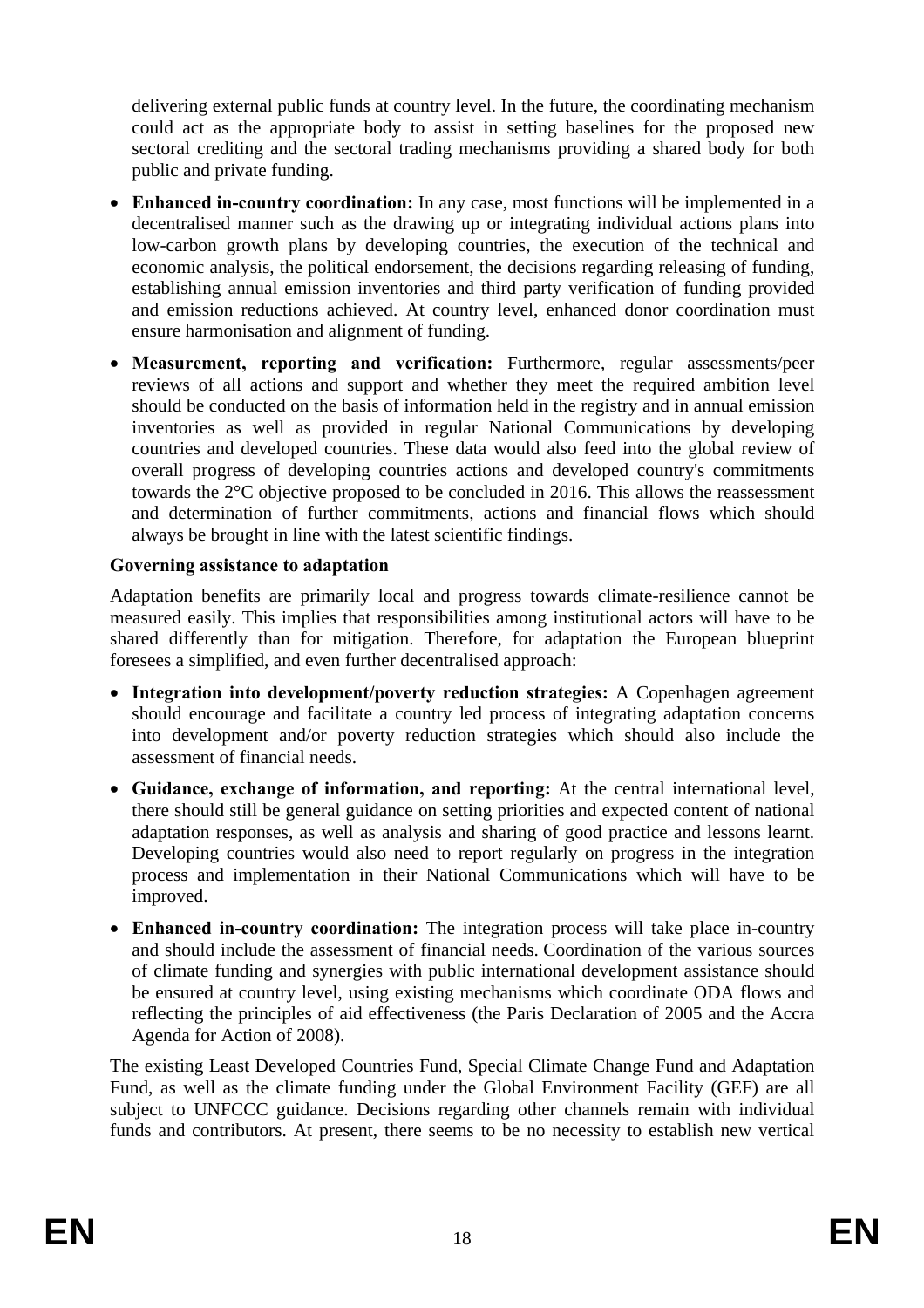delivering external public funds at country level. In the future, the coordinating mechanism could act as the appropriate body to assist in setting baselines for the proposed new sectoral crediting and the sectoral trading mechanisms providing a shared body for both public and private funding.

- **Enhanced in-country coordination:** In any case, most functions will be implemented in a decentralised manner such as the drawing up or integrating individual actions plans into low-carbon growth plans by developing countries, the execution of the technical and economic analysis, the political endorsement, the decisions regarding releasing of funding, establishing annual emission inventories and third party verification of funding provided and emission reductions achieved. At country level, enhanced donor coordination must ensure harmonisation and alignment of funding.
- **Measurement, reporting and verification:** Furthermore, regular assessments/peer reviews of all actions and support and whether they meet the required ambition level should be conducted on the basis of information held in the registry and in annual emission inventories as well as provided in regular National Communications by developing countries and developed countries. These data would also feed into the global review of overall progress of developing countries actions and developed country's commitments towards the 2°C objective proposed to be concluded in 2016. This allows the reassessment and determination of further commitments, actions and financial flows which should always be brought in line with the latest scientific findings.

**Governing assistance to adaptation**

Adaptation benefits are primarily local and progress towards climate-resilience cannot be measured easily. This implies that responsibilities among institutional actors will have to be shared differently than for mitigation. Therefore, for adaptation the European blueprint foresees a simplified, and even further decentralised approach:

- **Integration into development/poverty reduction strategies:** A Copenhagen agreement should encourage and facilitate a country led process of integrating adaptation concerns into development and/or poverty reduction strategies which should also include the assessment of financial needs.
- **Guidance, exchange of information, and reporting:** At the central international level, there should still be general guidance on setting priorities and expected content of national adaptation responses, as well as analysis and sharing of good practice and lessons learnt. Developing countries would also need to report regularly on progress in the integration process and implementation in their National Communications which will have to be improved.
- **Enhanced in-country coordination:** The integration process will take place in-country and should include the assessment of financial needs. Coordination of the various sources of climate funding and synergies with public international development assistance should be ensured at country level, using existing mechanisms which coordinate ODA flows and reflecting the principles of aid effectiveness (the Paris Declaration of 2005 and the Accra Agenda for Action of 2008).

The existing Least Developed Countries Fund, Special Climate Change Fund and Adaptation Fund, as well as the climate funding under the Global Environment Facility (GEF) are all subject to UNFCCC guidance. Decisions regarding other channels remain with individual funds and contributors. At present, there seems to be no necessity to establish new vertical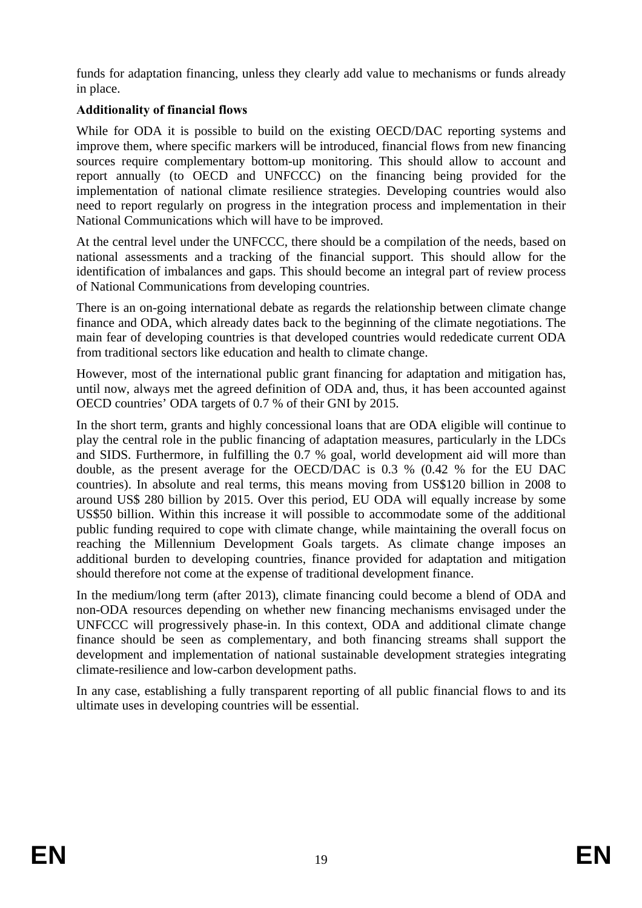funds for adaptation financing, unless they clearly add value to mechanisms or funds already in place.

**Additionality of financial flows**

While for ODA it is possible to build on the existing OECD/DAC reporting systems and improve them, where specific markers will be introduced, financial flows from new financing sources require complementary bottom-up monitoring. This should allow to account and report annually (to OECD and UNFCCC) on the financing being provided for the implementation of national climate resilience strategies. Developing countries would also need to report regularly on progress in the integration process and implementation in their National Communications which will have to be improved.

At the central level under the UNFCCC, there should be a compilation of the needs, based on national assessments and a tracking of the financial support. This should allow for the identification of imbalances and gaps. This should become an integral part of review process of National Communications from developing countries.

There is an on-going international debate as regards the relationship between climate change finance and ODA, which already dates back to the beginning of the climate negotiations. The main fear of developing countries is that developed countries would rededicate current ODA from traditional sectors like education and health to climate change.

However, most of the international public grant financing for adaptation and mitigation has, until now, always met the agreed definition of ODA and, thus, it has been accounted against OECD countries' ODA targets of 0.7 % of their GNI by 2015.

In the short term, grants and highly concessional loans that are ODA eligible will continue to play the central role in the public financing of adaptation measures, particularly in the LDCs and SIDS. Furthermore, in fulfilling the 0.7 % goal, world development aid will more than double, as the present average for the OECD/DAC is 0.3 % (0.42 % for the EU DAC countries). In absolute and real terms, this means moving from US$120 billion in 2008 to around US$ 280 billion by 2015. Over this period, EU ODA will equally increase by some US$50 billion. Within this increase it will possible to accommodate some of the additional public funding required to cope with climate change, while maintaining the overall focus on reaching the Millennium Development Goals targets. As climate change imposes an additional burden to developing countries, finance provided for adaptation and mitigation should therefore not come at the expense of traditional development finance.

In the medium/long term (after 2013), climate financing could become a blend of ODA and non-ODA resources depending on whether new financing mechanisms envisaged under the UNFCCC will progressively phase-in. In this context, ODA and additional climate change finance should be seen as complementary, and both financing streams shall support the development and implementation of national sustainable development strategies integrating climate-resilience and low-carbon development paths.

In any case, establishing a fully transparent reporting of all public financial flows to and its ultimate uses in developing countries will be essential.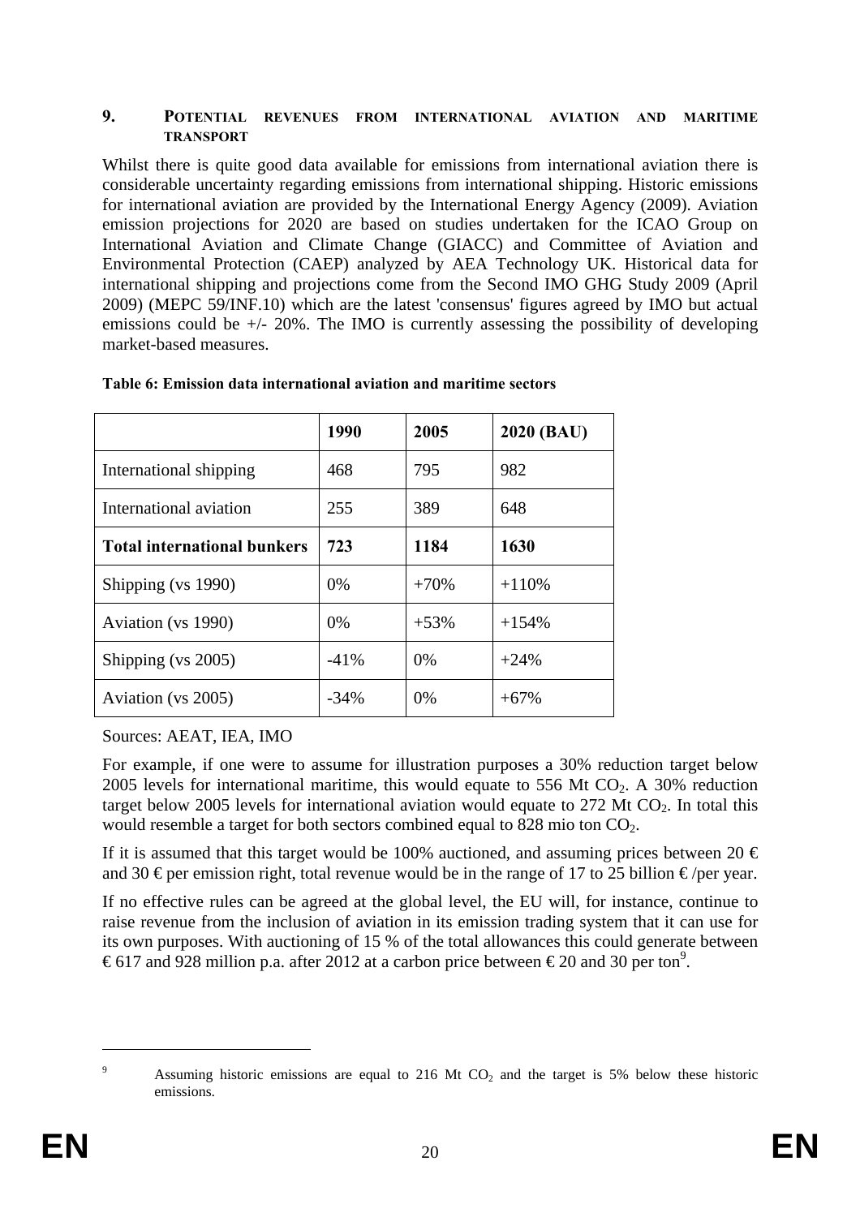## 9. POTENTIAL REVENUES FROM INTERNATIONAL AVIATION AND MARITIME TRANSPORT

Whilst there is quite good data available for emissions from international aviation there is considerable uncertainty regarding emissions from international shipping. Historic emissions for international aviation are provided by the International Energy Agency (2009). Aviation emission projections for 2020 are based on studies undertaken for the ICAO Group on International Aviation and Climate Change (GIACC) and Committee of Aviation and Environmental Protection (CAEP) analyzed by AEA Technology UK. Historical data for international shipping and projections come from the Second IMO GHG Study 2009 (April 2009) (MEPC 59/INF.10) which are the latest 'consensus' figures agreed by IMO but actual emissions could be +/- 20%. The IMO is currently assessing the possibility of developing market-based measures.

**Table 6: Emission data international aviation and maritime sectors**

| | 1990 | 2005 | 2020 (BAU) |
|---|---|---|---|
| International shipping | 468 | 795 | 982 |
| International aviation | 255 | 389 | 648 |
| **Total international bunkers** | **723** | **1184** | **1630** |
| Shipping (vs 1990) | 0% | +70% | +110% |
| Aviation (vs 1990) | 0% | +53% | +154% |
| Shipping (vs 2005) | -41% | 0% | +24% |
| Aviation (vs 2005) | -34% | 0% | +67% |

Sources: AEAT, IEA, IMO

For example, if one were to assume for illustration purposes a 30% reduction target below 2005 levels for international maritime, this would equate to 556 Mt $CO_2$. A 30% reduction target below 2005 levels for international aviation would equate to 272 Mt $CO_2$. In total this would resemble a target for both sectors combined equal to 828 mio ton $CO_2$.

If it is assumed that this target would be 100% auctioned, and assuming prices between 20 € and 30 € per emission right, total revenue would be in the range of 17 to 25 billion € /per year.

If no effective rules can be agreed at the global level, the EU will, for instance, continue to raise revenue from the inclusion of aviation in its emission trading system that it can use for its own purposes. With auctioning of 15 % of the total allowances this could generate between € 617 and 928 million p.a. after 2012 at a carbon price between € 20 and 30 per ton[9].

[9] Assuming historic emissions are equal to 216 Mt $CO_2$ and the target is 5% below these historic emissions.